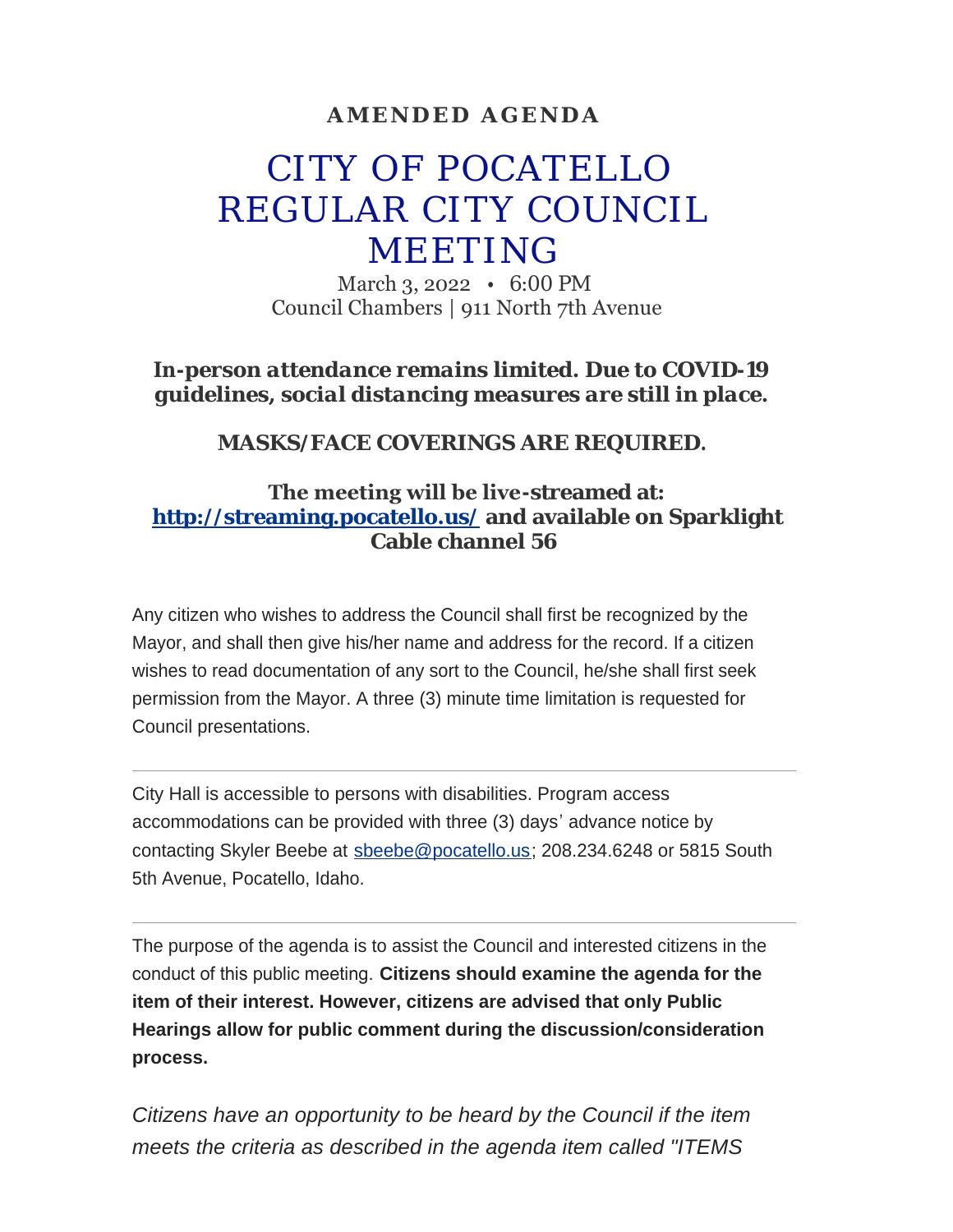**AMENDED AGENDA**

# CITY OF POCATELLO REGULAR CITY COUNCIL MEETING

March 3, 2022 • 6:00 PM
Council Chambers | 911 North 7th Avenue

***In-person attendance remains limited. Due to COVID-19 guidelines, social distancing measures are still in place.***

**MASKS/FACE COVERINGS ARE REQUIRED.**

**The meeting will be live-streamed at: http://streaming.pocatello.us/ and available on Sparklight Cable channel 56**

Any citizen who wishes to address the Council shall first be recognized by the Mayor, and shall then give his/her name and address for the record. If a citizen wishes to read documentation of any sort to the Council, he/she shall first seek permission from the Mayor. A three (3) minute time limitation is requested for Council presentations.

---

City Hall is accessible to persons with disabilities. Program access accommodations can be provided with three (3) days' advance notice by contacting Skyler Beebe at sbeebe@pocatello.us; 208.234.6248 or 5815 South 5th Avenue, Pocatello, Idaho.

---

The purpose of the agenda is to assist the Council and interested citizens in the conduct of this public meeting. **Citizens should examine the agenda for the item of their interest. However, citizens are advised that only Public Hearings allow for public comment during the discussion/consideration process.**

*Citizens have an opportunity to be heard by the Council if the item meets the criteria as described in the agenda item called "ITEMS*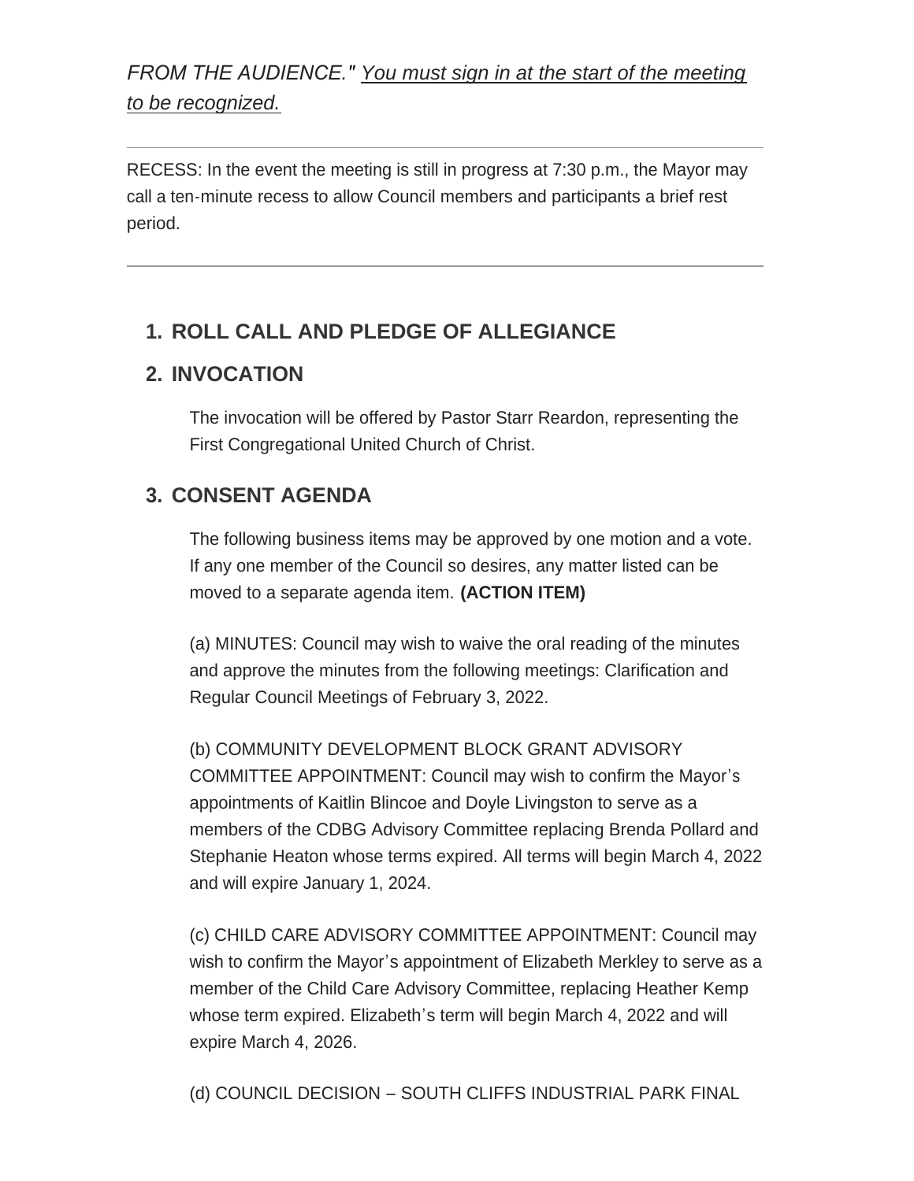*FROM THE AUDIENCE." <u>You must sign in at the start of the meeting to be recognized.</u>*

---

RECESS: In the event the meeting is still in progress at 7:30 p.m., the Mayor may call a ten-minute recess to allow Council members and participants a brief rest period.

---

## 1. ROLL CALL AND PLEDGE OF ALLEGIANCE

## 2. INVOCATION

The invocation will be offered by Pastor Starr Reardon, representing the First Congregational United Church of Christ.

## 3. CONSENT AGENDA

The following business items may be approved by one motion and a vote. If any one member of the Council so desires, any matter listed can be moved to a separate agenda item. **(ACTION ITEM)**

(a) MINUTES: Council may wish to waive the oral reading of the minutes and approve the minutes from the following meetings: Clarification and Regular Council Meetings of February 3, 2022.

(b) COMMUNITY DEVELOPMENT BLOCK GRANT ADVISORY COMMITTEE APPOINTMENT: Council may wish to confirm the Mayor's appointments of Kaitlin Blincoe and Doyle Livingston to serve as a members of the CDBG Advisory Committee replacing Brenda Pollard and Stephanie Heaton whose terms expired. All terms will begin March 4, 2022 and will expire January 1, 2024.

(c) CHILD CARE ADVISORY COMMITTEE APPOINTMENT: Council may wish to confirm the Mayor's appointment of Elizabeth Merkley to serve as a member of the Child Care Advisory Committee, replacing Heather Kemp whose term expired. Elizabeth's term will begin March 4, 2022 and will expire March 4, 2026.

(d) COUNCIL DECISION – SOUTH CLIFFS INDUSTRIAL PARK FINAL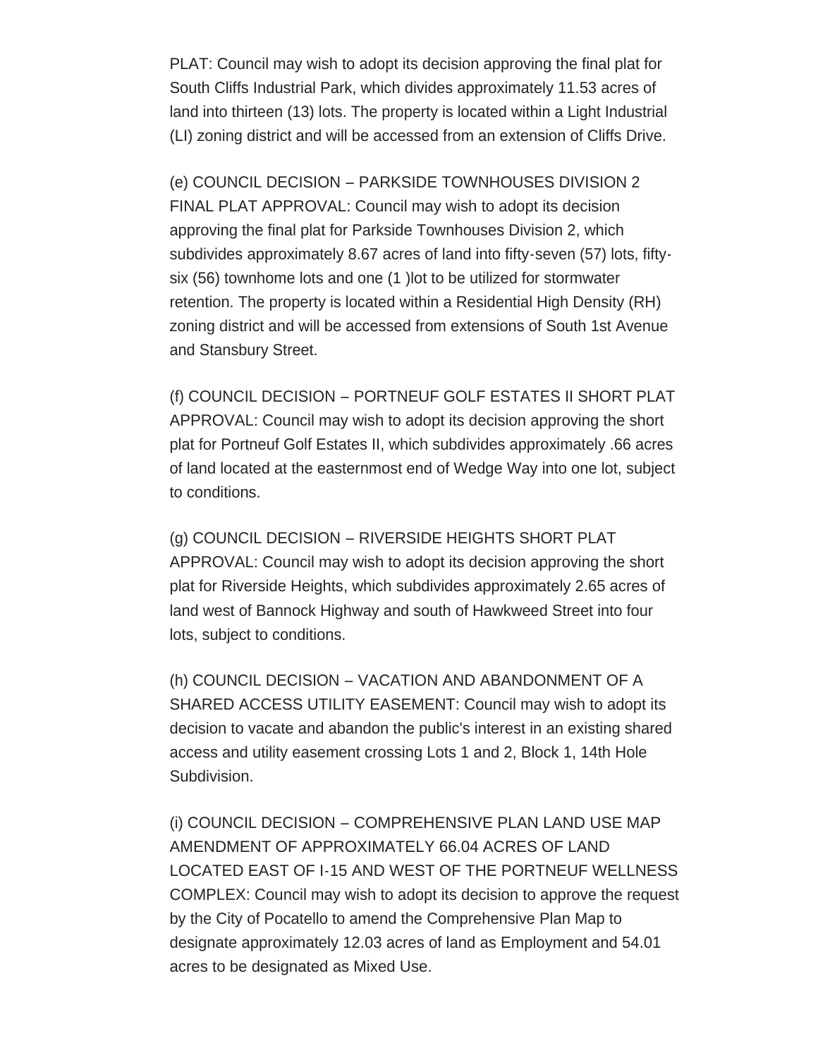PLAT: Council may wish to adopt its decision approving the final plat for South Cliffs Industrial Park, which divides approximately 11.53 acres of land into thirteen (13) lots. The property is located within a Light Industrial (LI) zoning district and will be accessed from an extension of Cliffs Drive.

(e) COUNCIL DECISION – PARKSIDE TOWNHOUSES DIVISION 2 FINAL PLAT APPROVAL: Council may wish to adopt its decision approving the final plat for Parkside Townhouses Division 2, which subdivides approximately 8.67 acres of land into fifty-seven (57) lots, fifty-six (56) townhome lots and one (1 )lot to be utilized for stormwater retention. The property is located within a Residential High Density (RH) zoning district and will be accessed from extensions of South 1st Avenue and Stansbury Street.

(f) COUNCIL DECISION – PORTNEUF GOLF ESTATES II SHORT PLAT APPROVAL: Council may wish to adopt its decision approving the short plat for Portneuf Golf Estates II, which subdivides approximately .66 acres of land located at the easternmost end of Wedge Way into one lot, subject to conditions.

(g) COUNCIL DECISION – RIVERSIDE HEIGHTS SHORT PLAT APPROVAL: Council may wish to adopt its decision approving the short plat for Riverside Heights, which subdivides approximately 2.65 acres of land west of Bannock Highway and south of Hawkweed Street into four lots, subject to conditions.

(h) COUNCIL DECISION – VACATION AND ABANDONMENT OF A SHARED ACCESS UTILITY EASEMENT: Council may wish to adopt its decision to vacate and abandon the public's interest in an existing shared access and utility easement crossing Lots 1 and 2, Block 1, 14th Hole Subdivision.

(i) COUNCIL DECISION – COMPREHENSIVE PLAN LAND USE MAP AMENDMENT OF APPROXIMATELY 66.04 ACRES OF LAND LOCATED EAST OF I-15 AND WEST OF THE PORTNEUF WELLNESS COMPLEX: Council may wish to adopt its decision to approve the request by the City of Pocatello to amend the Comprehensive Plan Map to designate approximately 12.03 acres of land as Employment and 54.01 acres to be designated as Mixed Use.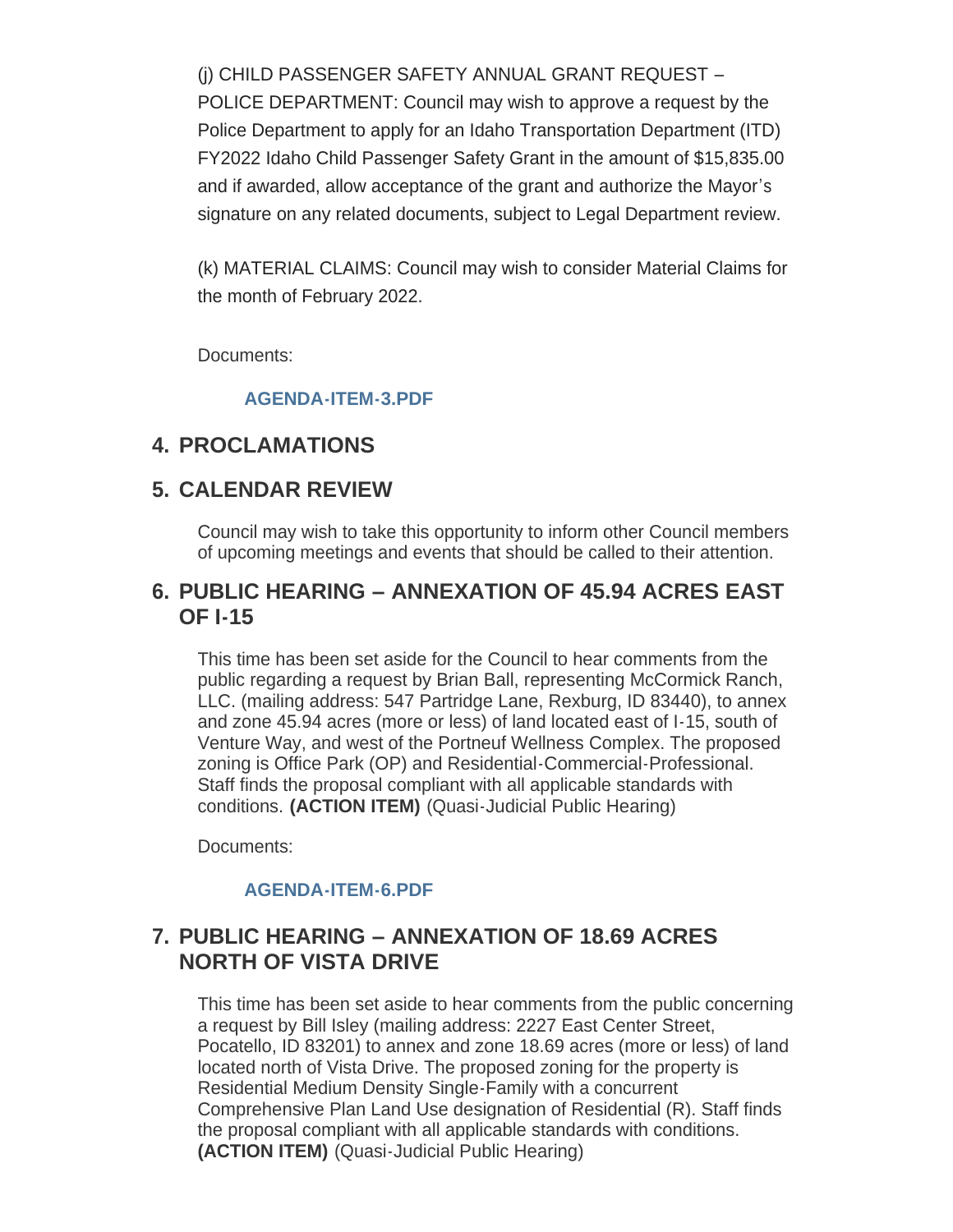(j) CHILD PASSENGER SAFETY ANNUAL GRANT REQUEST – POLICE DEPARTMENT: Council may wish to approve a request by the Police Department to apply for an Idaho Transportation Department (ITD) FY2022 Idaho Child Passenger Safety Grant in the amount of $15,835.00 and if awarded, allow acceptance of the grant and authorize the Mayor's signature on any related documents, subject to Legal Department review.

(k) MATERIAL CLAIMS: Council may wish to consider Material Claims for the month of February 2022.

Documents:

**AGENDA-ITEM-3.PDF**

## 4. PROCLAMATIONS

## 5. CALENDAR REVIEW

Council may wish to take this opportunity to inform other Council members of upcoming meetings and events that should be called to their attention.

## 6. PUBLIC HEARING – ANNEXATION OF 45.94 ACRES EAST OF I-15

This time has been set aside for the Council to hear comments from the public regarding a request by Brian Ball, representing McCormick Ranch, LLC. (mailing address: 547 Partridge Lane, Rexburg, ID 83440), to annex and zone 45.94 acres (more or less) of land located east of I-15, south of Venture Way, and west of the Portneuf Wellness Complex. The proposed zoning is Office Park (OP) and Residential-Commercial-Professional. Staff finds the proposal compliant with all applicable standards with conditions. **(ACTION ITEM)** (Quasi-Judicial Public Hearing)

Documents:

**AGENDA-ITEM-6.PDF**

## 7. PUBLIC HEARING – ANNEXATION OF 18.69 ACRES NORTH OF VISTA DRIVE

This time has been set aside to hear comments from the public concerning a request by Bill Isley (mailing address: 2227 East Center Street, Pocatello, ID 83201) to annex and zone 18.69 acres (more or less) of land located north of Vista Drive. The proposed zoning for the property is Residential Medium Density Single-Family with a concurrent Comprehensive Plan Land Use designation of Residential (R). Staff finds the proposal compliant with all applicable standards with conditions. **(ACTION ITEM)** (Quasi-Judicial Public Hearing)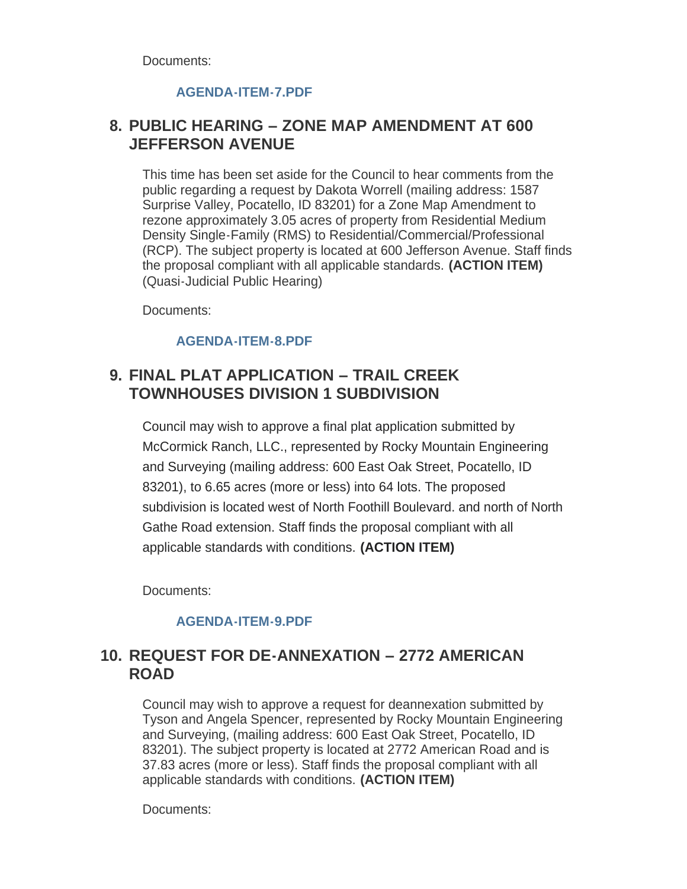Documents:

**AGENDA-ITEM-7.PDF**

## 8. PUBLIC HEARING – ZONE MAP AMENDMENT AT 600 JEFFERSON AVENUE

This time has been set aside for the Council to hear comments from the public regarding a request by Dakota Worrell (mailing address: 1587 Surprise Valley, Pocatello, ID 83201) for a Zone Map Amendment to rezone approximately 3.05 acres of property from Residential Medium Density Single-Family (RMS) to Residential/Commercial/Professional (RCP). The subject property is located at 600 Jefferson Avenue. Staff finds the proposal compliant with all applicable standards. **(ACTION ITEM)** (Quasi-Judicial Public Hearing)

Documents:

**AGENDA-ITEM-8.PDF**

## 9. FINAL PLAT APPLICATION – TRAIL CREEK TOWNHOUSES DIVISION 1 SUBDIVISION

Council may wish to approve a final plat application submitted by McCormick Ranch, LLC., represented by Rocky Mountain Engineering and Surveying (mailing address: 600 East Oak Street, Pocatello, ID 83201), to 6.65 acres (more or less) into 64 lots. The proposed subdivision is located west of North Foothill Boulevard. and north of North Gathe Road extension. Staff finds the proposal compliant with all applicable standards with conditions. **(ACTION ITEM)**

Documents:

**AGENDA-ITEM-9.PDF**

## 10. REQUEST FOR DE-ANNEXATION – 2772 AMERICAN ROAD

Council may wish to approve a request for deannexation submitted by Tyson and Angela Spencer, represented by Rocky Mountain Engineering and Surveying, (mailing address: 600 East Oak Street, Pocatello, ID 83201). The subject property is located at 2772 American Road and is 37.83 acres (more or less). Staff finds the proposal compliant with all applicable standards with conditions. **(ACTION ITEM)**

Documents: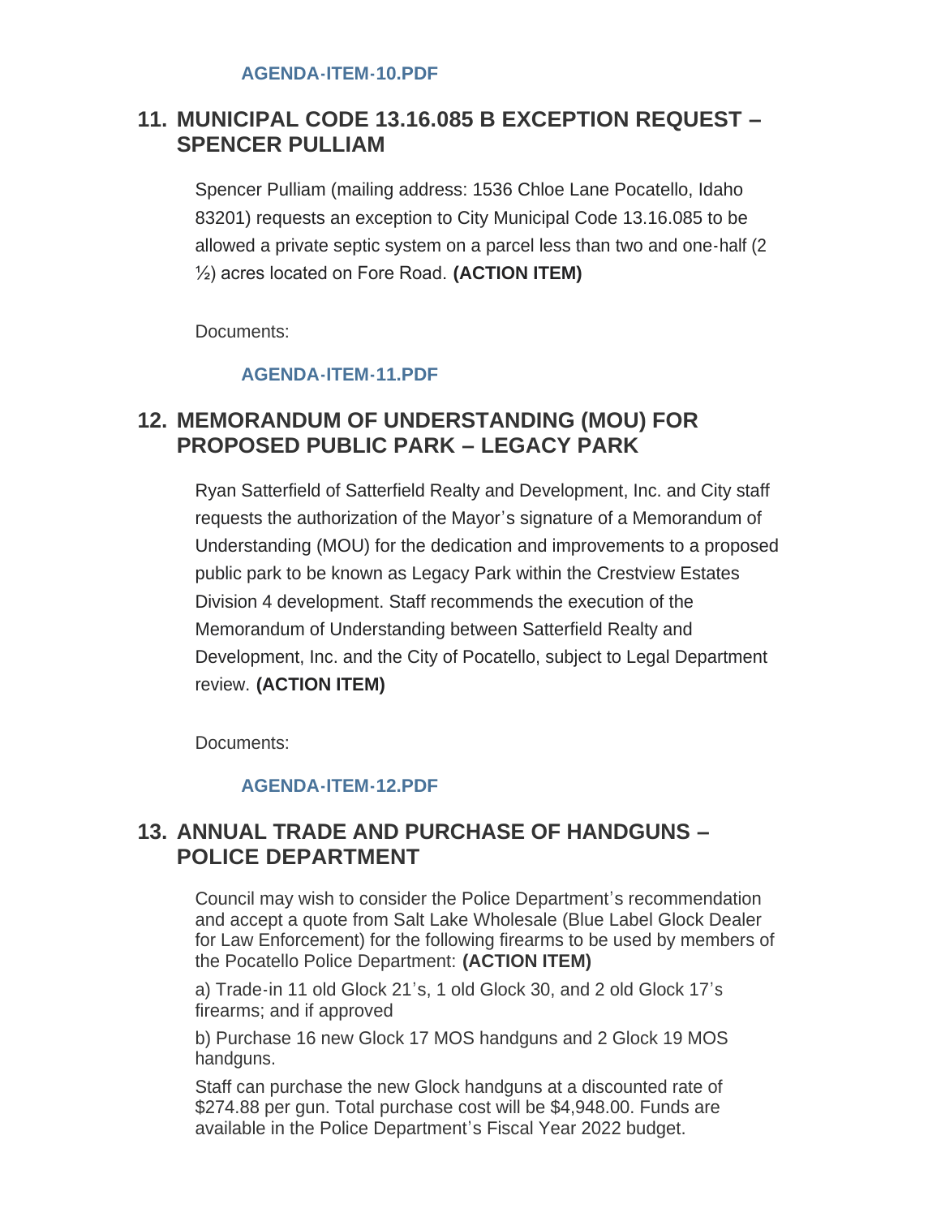**AGENDA-ITEM-10.PDF**

## 11. MUNICIPAL CODE 13.16.085 B EXCEPTION REQUEST – SPENCER PULLIAM

Spencer Pulliam (mailing address: 1536 Chloe Lane Pocatello, Idaho 83201) requests an exception to City Municipal Code 13.16.085 to be allowed a private septic system on a parcel less than two and one-half (2 ½) acres located on Fore Road. **(ACTION ITEM)**

Documents:

**AGENDA-ITEM-11.PDF**

## 12. MEMORANDUM OF UNDERSTANDING (MOU) FOR PROPOSED PUBLIC PARK – LEGACY PARK

Ryan Satterfield of Satterfield Realty and Development, Inc. and City staff requests the authorization of the Mayor's signature of a Memorandum of Understanding (MOU) for the dedication and improvements to a proposed public park to be known as Legacy Park within the Crestview Estates Division 4 development. Staff recommends the execution of the Memorandum of Understanding between Satterfield Realty and Development, Inc. and the City of Pocatello, subject to Legal Department review. **(ACTION ITEM)**

Documents:

**AGENDA-ITEM-12.PDF**

## 13. ANNUAL TRADE AND PURCHASE OF HANDGUNS – POLICE DEPARTMENT

Council may wish to consider the Police Department's recommendation and accept a quote from Salt Lake Wholesale (Blue Label Glock Dealer for Law Enforcement) for the following firearms to be used by members of the Pocatello Police Department: **(ACTION ITEM)**

a) Trade-in 11 old Glock 21's, 1 old Glock 30, and 2 old Glock 17's firearms; and if approved

b) Purchase 16 new Glock 17 MOS handguns and 2 Glock 19 MOS handguns.

Staff can purchase the new Glock handguns at a discounted rate of $274.88 per gun. Total purchase cost will be $4,948.00. Funds are available in the Police Department's Fiscal Year 2022 budget.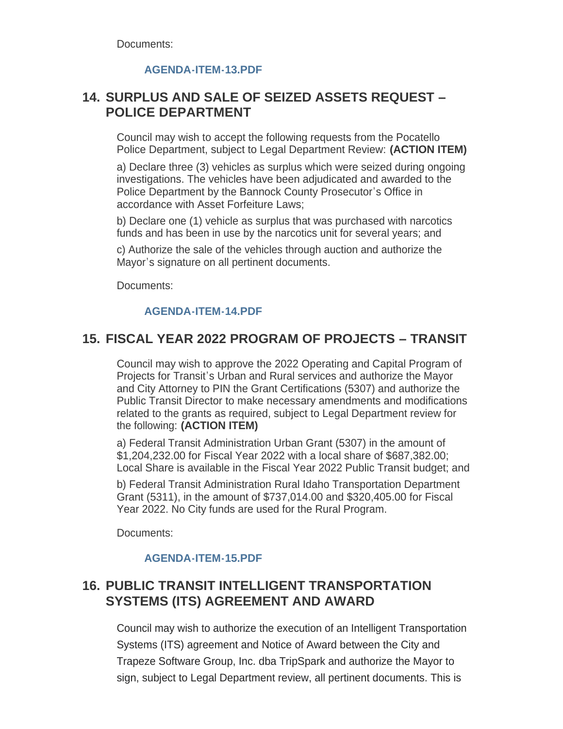Documents:

**AGENDA-ITEM-13.PDF**

## 14. SURPLUS AND SALE OF SEIZED ASSETS REQUEST – POLICE DEPARTMENT

Council may wish to accept the following requests from the Pocatello Police Department, subject to Legal Department Review: **(ACTION ITEM)**

a) Declare three (3) vehicles as surplus which were seized during ongoing investigations. The vehicles have been adjudicated and awarded to the Police Department by the Bannock County Prosecutor's Office in accordance with Asset Forfeiture Laws;

b) Declare one (1) vehicle as surplus that was purchased with narcotics funds and has been in use by the narcotics unit for several years; and

c) Authorize the sale of the vehicles through auction and authorize the Mayor's signature on all pertinent documents.

Documents:

**AGENDA-ITEM-14.PDF**

## 15. FISCAL YEAR 2022 PROGRAM OF PROJECTS – TRANSIT

Council may wish to approve the 2022 Operating and Capital Program of Projects for Transit's Urban and Rural services and authorize the Mayor and City Attorney to PIN the Grant Certifications (5307) and authorize the Public Transit Director to make necessary amendments and modifications related to the grants as required, subject to Legal Department review for the following: **(ACTION ITEM)**

a) Federal Transit Administration Urban Grant (5307) in the amount of $1,204,232.00 for Fiscal Year 2022 with a local share of $687,382.00; Local Share is available in the Fiscal Year 2022 Public Transit budget; and

b) Federal Transit Administration Rural Idaho Transportation Department Grant (5311), in the amount of $737,014.00 and $320,405.00 for Fiscal Year 2022. No City funds are used for the Rural Program.

Documents:

**AGENDA-ITEM-15.PDF**

## 16. PUBLIC TRANSIT INTELLIGENT TRANSPORTATION SYSTEMS (ITS) AGREEMENT AND AWARD

Council may wish to authorize the execution of an Intelligent Transportation Systems (ITS) agreement and Notice of Award between the City and Trapeze Software Group, Inc. dba TripSpark and authorize the Mayor to sign, subject to Legal Department review, all pertinent documents. This is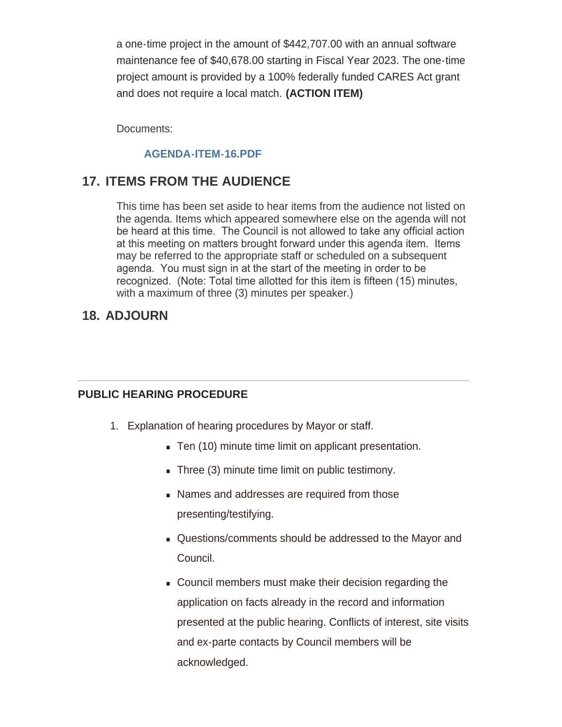a one-time project in the amount of $442,707.00 with an annual software maintenance fee of $40,678.00 starting in Fiscal Year 2023. The one-time project amount is provided by a 100% federally funded CARES Act grant and does not require a local match. **(ACTION ITEM)**

Documents:

**AGENDA-ITEM-16.PDF**

## 17. ITEMS FROM THE AUDIENCE

This time has been set aside to hear items from the audience not listed on the agenda. Items which appeared somewhere else on the agenda will not be heard at this time. The Council is not allowed to take any official action at this meeting on matters brought forward under this agenda item. Items may be referred to the appropriate staff or scheduled on a subsequent agenda. You must sign in at the start of the meeting in order to be recognized. (Note: Total time allotted for this item is fifteen (15) minutes, with a maximum of three (3) minutes per speaker.)

## 18. ADJOURN

---

### PUBLIC HEARING PROCEDURE

1. Explanation of hearing procedures by Mayor or staff.
    - Ten (10) minute time limit on applicant presentation.
    - Three (3) minute time limit on public testimony.
    - Names and addresses are required from those presenting/testifying.
    - Questions/comments should be addressed to the Mayor and Council.
    - Council members must make their decision regarding the application on facts already in the record and information presented at the public hearing. Conflicts of interest, site visits and ex-parte contacts by Council members will be acknowledged.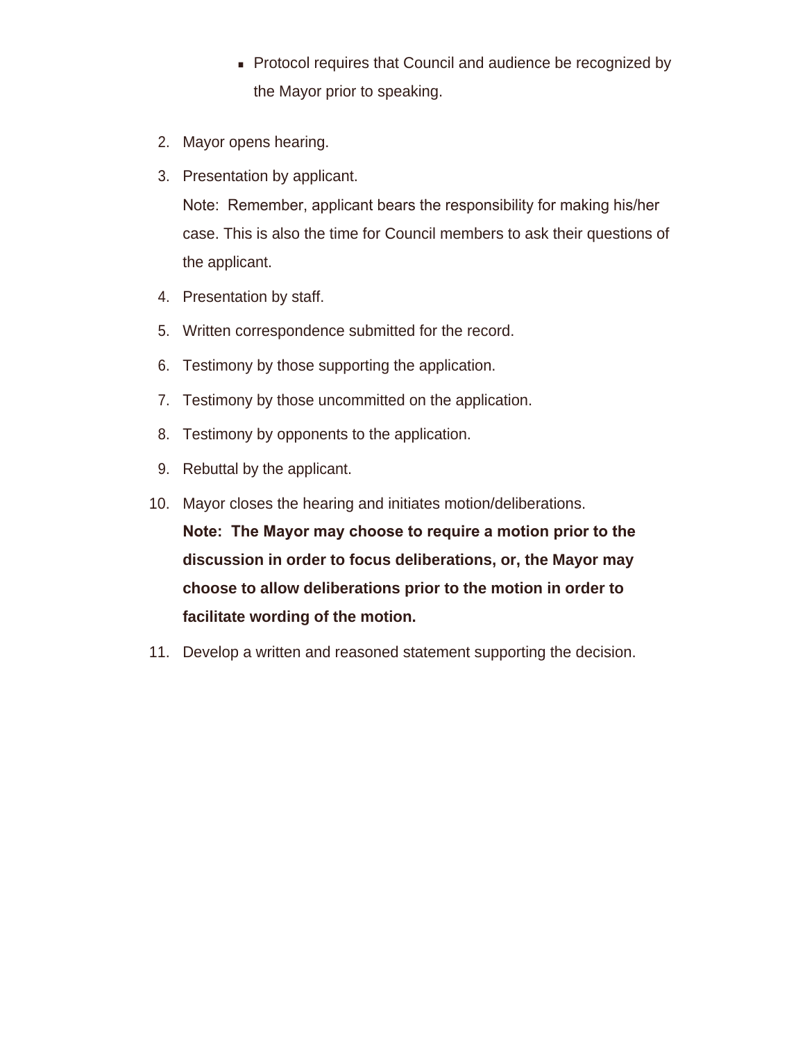- Protocol requires that Council and audience be recognized by the Mayor prior to speaking.

2. Mayor opens hearing.
3. Presentation by applicant.
   Note: Remember, applicant bears the responsibility for making his/her case. This is also the time for Council members to ask their questions of the applicant.
4. Presentation by staff.
5. Written correspondence submitted for the record.
6. Testimony by those supporting the application.
7. Testimony by those uncommitted on the application.
8. Testimony by opponents to the application.
9. Rebuttal by the applicant.
10. Mayor closes the hearing and initiates motion/deliberations.
    **Note: The Mayor may choose to require a motion prior to the discussion in order to focus deliberations, or, the Mayor may choose to allow deliberations prior to the motion in order to facilitate wording of the motion.**
11. Develop a written and reasoned statement supporting the decision.